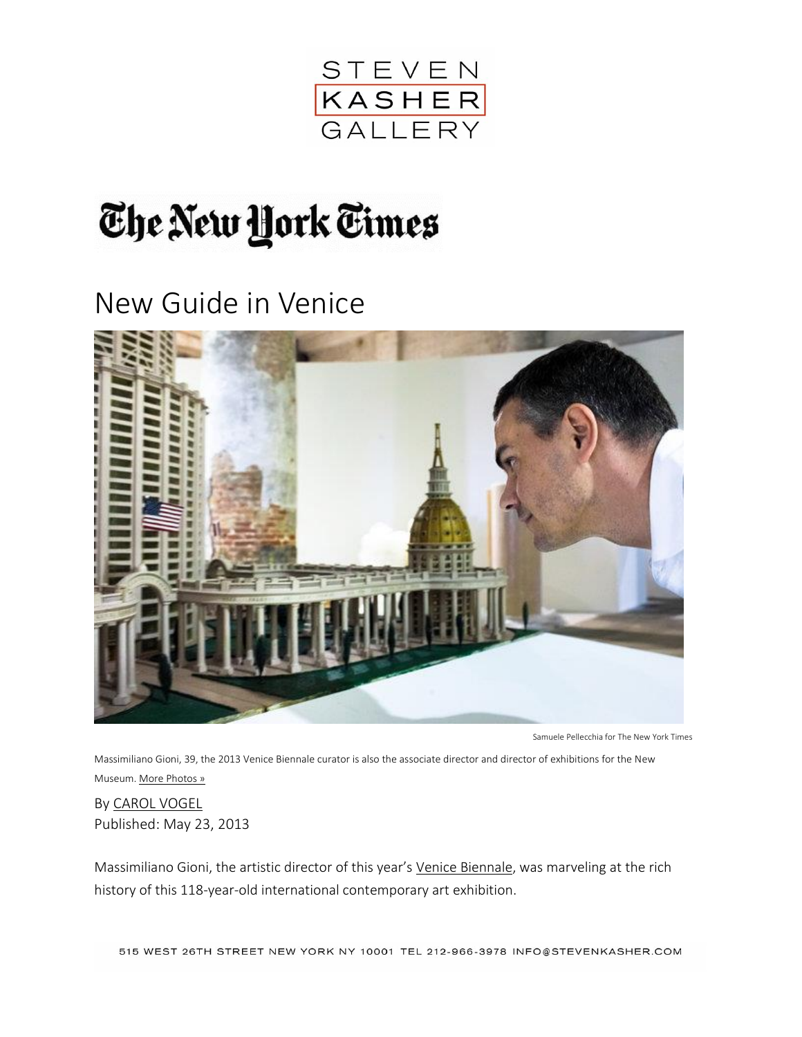STEVEN KASHER GALLERY

The New York Times

# New Guide in Venice

Samuele Pellecchia for The New York Times

Massimiliano Gioni, 39, the 2013 Venice Biennale curator is also the associate director and director of exhibitions for the New Museum. More Photos »

By CAROL VOGEL
Published: May 23, 2013

Massimiliano Gioni, the artistic director of this year's Venice Biennale, was marveling at the rich history of this 118-year-old international contemporary art exhibition.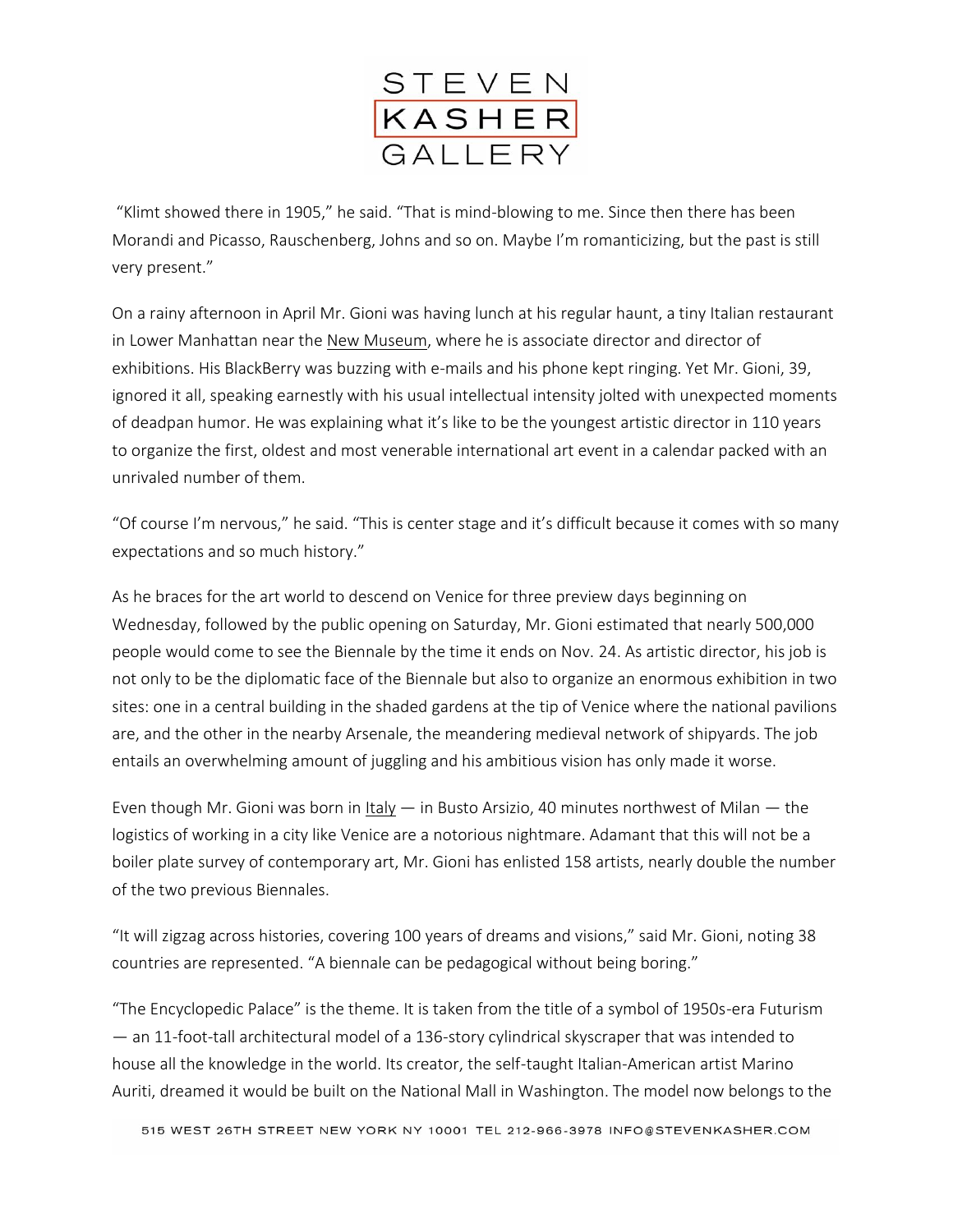"Klimt showed there in 1905," he said. "That is mind-blowing to me. Since then there has been Morandi and Picasso, Rauschenberg, Johns and so on. Maybe I'm romanticizing, but the past is still very present."

On a rainy afternoon in April Mr. Gioni was having lunch at his regular haunt, a tiny Italian restaurant in Lower Manhattan near the New Museum, where he is associate director and director of exhibitions. His BlackBerry was buzzing with e-mails and his phone kept ringing. Yet Mr. Gioni, 39, ignored it all, speaking earnestly with his usual intellectual intensity jolted with unexpected moments of deadpan humor. He was explaining what it's like to be the youngest artistic director in 110 years to organize the first, oldest and most venerable international art event in a calendar packed with an unrivaled number of them.

"Of course I'm nervous," he said. "This is center stage and it's difficult because it comes with so many expectations and so much history."

As he braces for the art world to descend on Venice for three preview days beginning on Wednesday, followed by the public opening on Saturday, Mr. Gioni estimated that nearly 500,000 people would come to see the Biennale by the time it ends on Nov. 24. As artistic director, his job is not only to be the diplomatic face of the Biennale but also to organize an enormous exhibition in two sites: one in a central building in the shaded gardens at the tip of Venice where the national pavilions are, and the other in the nearby Arsenale, the meandering medieval network of shipyards. The job entails an overwhelming amount of juggling and his ambitious vision has only made it worse.

Even though Mr. Gioni was born in Italy — in Busto Arsizio, 40 minutes northwest of Milan — the logistics of working in a city like Venice are a notorious nightmare. Adamant that this will not be a boiler plate survey of contemporary art, Mr. Gioni has enlisted 158 artists, nearly double the number of the two previous Biennales.

"It will zigzag across histories, covering 100 years of dreams and visions," said Mr. Gioni, noting 38 countries are represented. "A biennale can be pedagogical without being boring."

"The Encyclopedic Palace" is the theme. It is taken from the title of a symbol of 1950s-era Futurism — an 11-foot-tall architectural model of a 136-story cylindrical skyscraper that was intended to house all the knowledge in the world. Its creator, the self-taught Italian-American artist Marino Auriti, dreamed it would be built on the National Mall in Washington. The model now belongs to the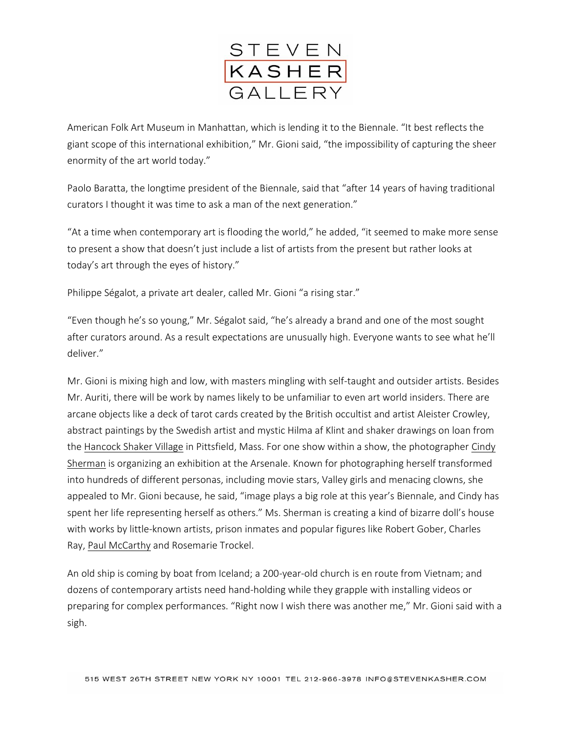American Folk Art Museum in Manhattan, which is lending it to the Biennale. "It best reflects the giant scope of this international exhibition," Mr. Gioni said, "the impossibility of capturing the sheer enormity of the art world today."

Paolo Baratta, the longtime president of the Biennale, said that "after 14 years of having traditional curators I thought it was time to ask a man of the next generation."

"At a time when contemporary art is flooding the world," he added, "it seemed to make more sense to present a show that doesn't just include a list of artists from the present but rather looks at today's art through the eyes of history."

Philippe Ségalot, a private art dealer, called Mr. Gioni "a rising star."

"Even though he's so young," Mr. Ségalot said, "he's already a brand and one of the most sought after curators around. As a result expectations are unusually high. Everyone wants to see what he'll deliver."

Mr. Gioni is mixing high and low, with masters mingling with self-taught and outsider artists. Besides Mr. Auriti, there will be work by names likely to be unfamiliar to even art world insiders. There are arcane objects like a deck of tarot cards created by the British occultist and artist Aleister Crowley, abstract paintings by the Swedish artist and mystic Hilma af Klint and shaker drawings on loan from the Hancock Shaker Village in Pittsfield, Mass. For one show within a show, the photographer Cindy Sherman is organizing an exhibition at the Arsenale. Known for photographing herself transformed into hundreds of different personas, including movie stars, Valley girls and menacing clowns, she appealed to Mr. Gioni because, he said, "image plays a big role at this year's Biennale, and Cindy has spent her life representing herself as others." Ms. Sherman is creating a kind of bizarre doll's house with works by little-known artists, prison inmates and popular figures like Robert Gober, Charles Ray, Paul McCarthy and Rosemarie Trockel.

An old ship is coming by boat from Iceland; a 200-year-old church is en route from Vietnam; and dozens of contemporary artists need hand-holding while they grapple with installing videos or preparing for complex performances. "Right now I wish there was another me," Mr. Gioni said with a sigh.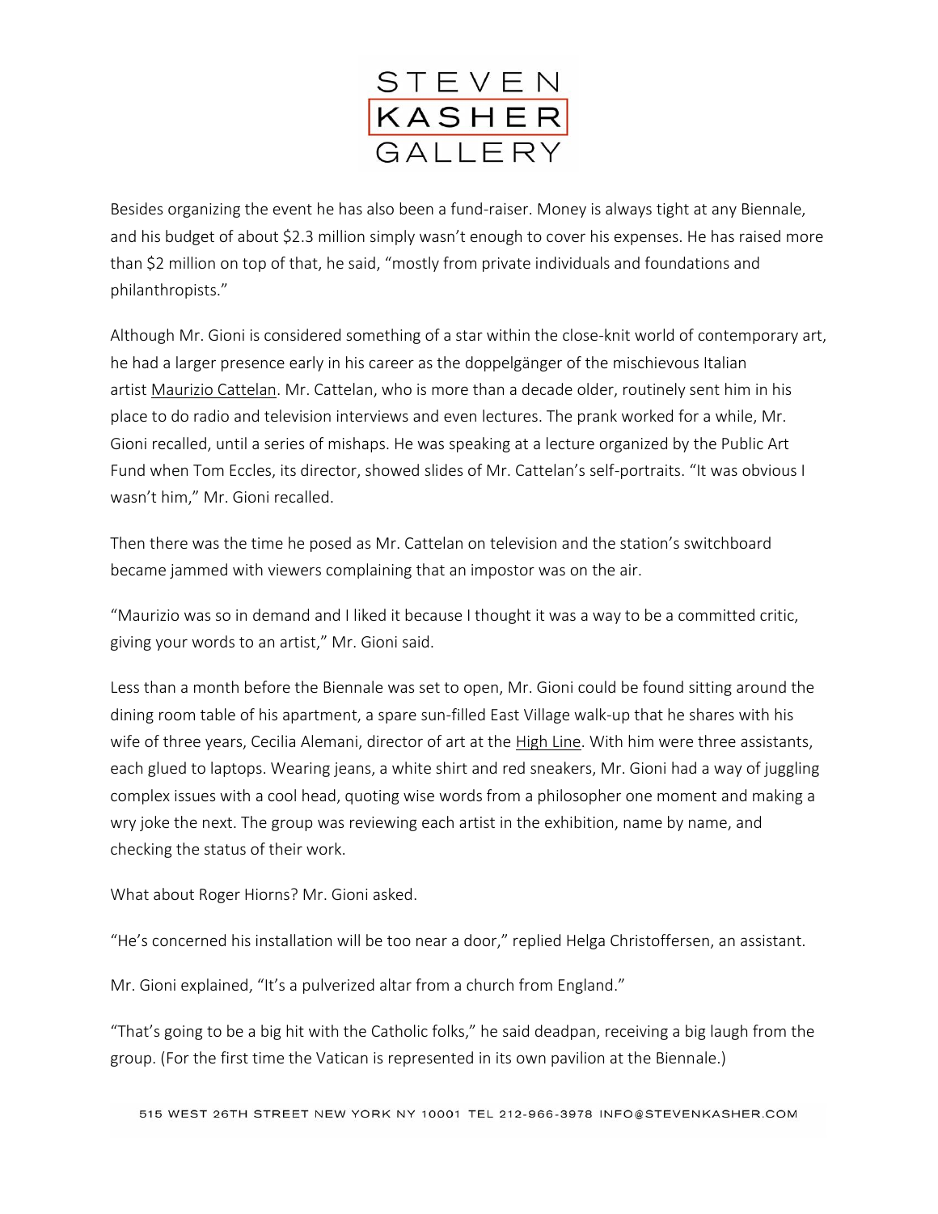Besides organizing the event he has also been a fund-raiser. Money is always tight at any Biennale, and his budget of about $2.3 million simply wasn't enough to cover his expenses. He has raised more than $2 million on top of that, he said, "mostly from private individuals and foundations and philanthropists."

Although Mr. Gioni is considered something of a star within the close-knit world of contemporary art, he had a larger presence early in his career as the doppelgänger of the mischievous Italian artist Maurizio Cattelan. Mr. Cattelan, who is more than a decade older, routinely sent him in his place to do radio and television interviews and even lectures. The prank worked for a while, Mr. Gioni recalled, until a series of mishaps. He was speaking at a lecture organized by the Public Art Fund when Tom Eccles, its director, showed slides of Mr. Cattelan's self-portraits. "It was obvious I wasn't him," Mr. Gioni recalled.

Then there was the time he posed as Mr. Cattelan on television and the station's switchboard became jammed with viewers complaining that an impostor was on the air.

"Maurizio was so in demand and I liked it because I thought it was a way to be a committed critic, giving your words to an artist," Mr. Gioni said.

Less than a month before the Biennale was set to open, Mr. Gioni could be found sitting around the dining room table of his apartment, a spare sun-filled East Village walk-up that he shares with his wife of three years, Cecilia Alemani, director of art at the High Line. With him were three assistants, each glued to laptops. Wearing jeans, a white shirt and red sneakers, Mr. Gioni had a way of juggling complex issues with a cool head, quoting wise words from a philosopher one moment and making a wry joke the next. The group was reviewing each artist in the exhibition, name by name, and checking the status of their work.

What about Roger Hiorns? Mr. Gioni asked.

"He's concerned his installation will be too near a door," replied Helga Christoffersen, an assistant.

Mr. Gioni explained, "It's a pulverized altar from a church from England."

"That's going to be a big hit with the Catholic folks," he said deadpan, receiving a big laugh from the group. (For the first time the Vatican is represented in its own pavilion at the Biennale.)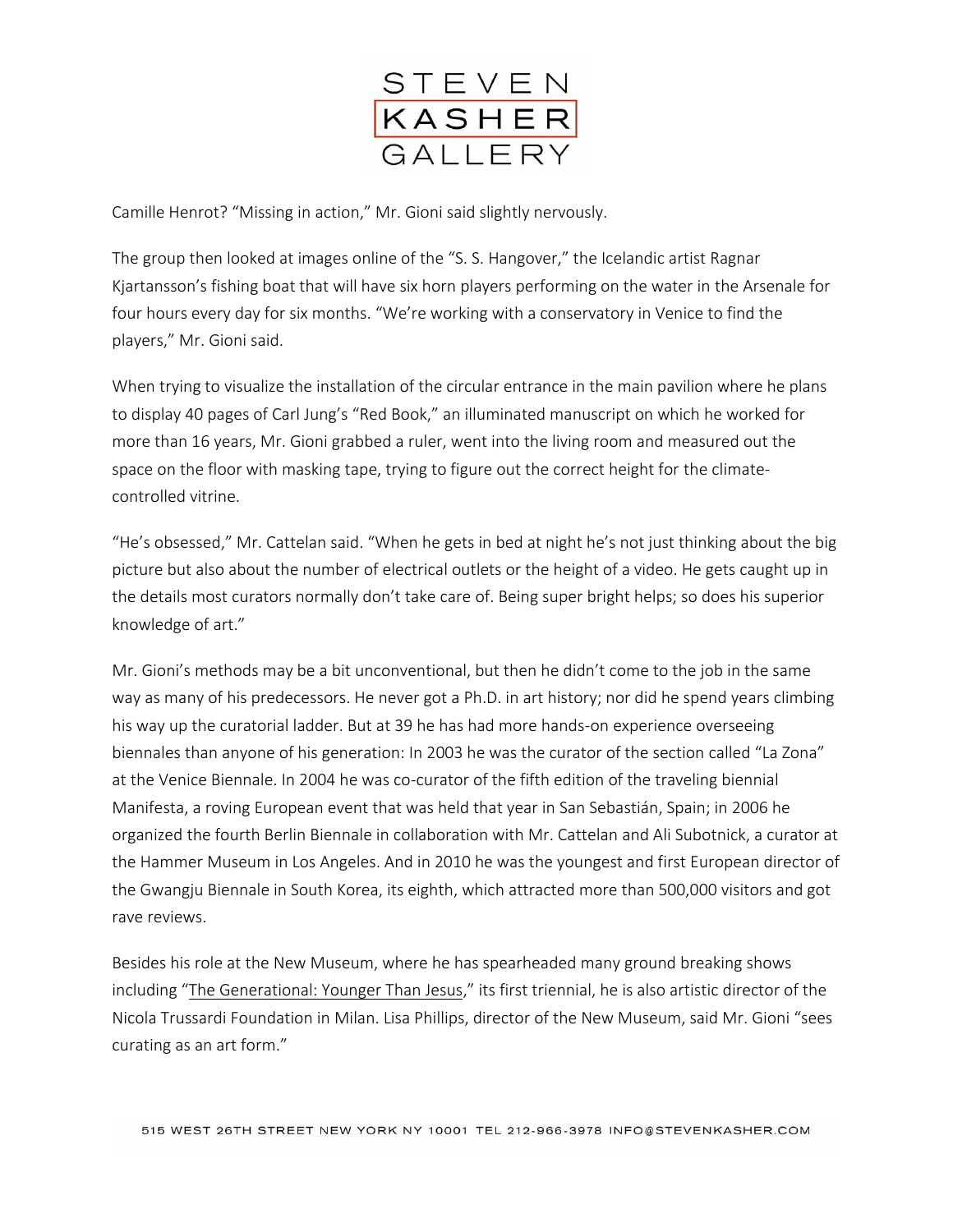Camille Henrot? "Missing in action," Mr. Gioni said slightly nervously.

The group then looked at images online of the "S. S. Hangover," the Icelandic artist Ragnar Kjartansson's fishing boat that will have six horn players performing on the water in the Arsenale for four hours every day for six months. "We're working with a conservatory in Venice to find the players," Mr. Gioni said.

When trying to visualize the installation of the circular entrance in the main pavilion where he plans to display 40 pages of Carl Jung's "Red Book," an illuminated manuscript on which he worked for more than 16 years, Mr. Gioni grabbed a ruler, went into the living room and measured out the space on the floor with masking tape, trying to figure out the correct height for the climate-controlled vitrine.

"He's obsessed," Mr. Cattelan said. "When he gets in bed at night he's not just thinking about the big picture but also about the number of electrical outlets or the height of a video. He gets caught up in the details most curators normally don't take care of. Being super bright helps; so does his superior knowledge of art."

Mr. Gioni's methods may be a bit unconventional, but then he didn't come to the job in the same way as many of his predecessors. He never got a Ph.D. in art history; nor did he spend years climbing his way up the curatorial ladder. But at 39 he has had more hands-on experience overseeing biennales than anyone of his generation: In 2003 he was the curator of the section called "La Zona" at the Venice Biennale. In 2004 he was co-curator of the fifth edition of the traveling biennial Manifesta, a roving European event that was held that year in San Sebastián, Spain; in 2006 he organized the fourth Berlin Biennale in collaboration with Mr. Cattelan and Ali Subotnick, a curator at the Hammer Museum in Los Angeles. And in 2010 he was the youngest and first European director of the Gwangju Biennale in South Korea, its eighth, which attracted more than 500,000 visitors and got rave reviews.

Besides his role at the New Museum, where he has spearheaded many ground breaking shows including "The Generational: Younger Than Jesus," its first triennial, he is also artistic director of the Nicola Trussardi Foundation in Milan. Lisa Phillips, director of the New Museum, said Mr. Gioni "sees curating as an art form."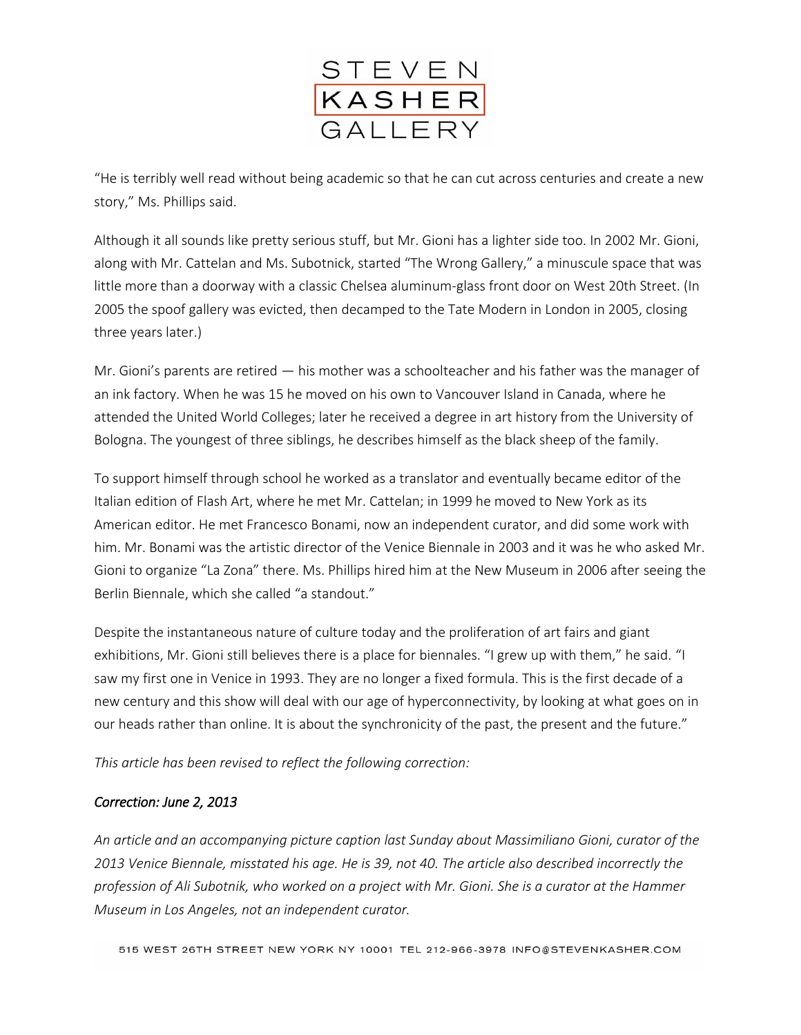"He is terribly well read without being academic so that he can cut across centuries and create a new story," Ms. Phillips said.

Although it all sounds like pretty serious stuff, but Mr. Gioni has a lighter side too. In 2002 Mr. Gioni, along with Mr. Cattelan and Ms. Subotnick, started "The Wrong Gallery," a minuscule space that was little more than a doorway with a classic Chelsea aluminum-glass front door on West 20th Street. (In 2005 the spoof gallery was evicted, then decamped to the Tate Modern in London in 2005, closing three years later.)

Mr. Gioni's parents are retired — his mother was a schoolteacher and his father was the manager of an ink factory. When he was 15 he moved on his own to Vancouver Island in Canada, where he attended the United World Colleges; later he received a degree in art history from the University of Bologna. The youngest of three siblings, he describes himself as the black sheep of the family.

To support himself through school he worked as a translator and eventually became editor of the Italian edition of Flash Art, where he met Mr. Cattelan; in 1999 he moved to New York as its American editor. He met Francesco Bonami, now an independent curator, and did some work with him. Mr. Bonami was the artistic director of the Venice Biennale in 2003 and it was he who asked Mr. Gioni to organize "La Zona" there. Ms. Phillips hired him at the New Museum in 2006 after seeing the Berlin Biennale, which she called "a standout."

Despite the instantaneous nature of culture today and the proliferation of art fairs and giant exhibitions, Mr. Gioni still believes there is a place for biennales. "I grew up with them," he said. "I saw my first one in Venice in 1993. They are no longer a fixed formula. This is the first decade of a new century and this show will deal with our age of hyperconnectivity, by looking at what goes on in our heads rather than online. It is about the synchronicity of the past, the present and the future."

*This article has been revised to reflect the following correction:*

***Correction: June 2, 2013***

*An article and an accompanying picture caption last Sunday about Massimiliano Gioni, curator of the 2013 Venice Biennale, misstated his age. He is 39, not 40. The article also described incorrectly the profession of Ali Subotnik, who worked on a project with Mr. Gioni. She is a curator at the Hammer Museum in Los Angeles, not an independent curator.*